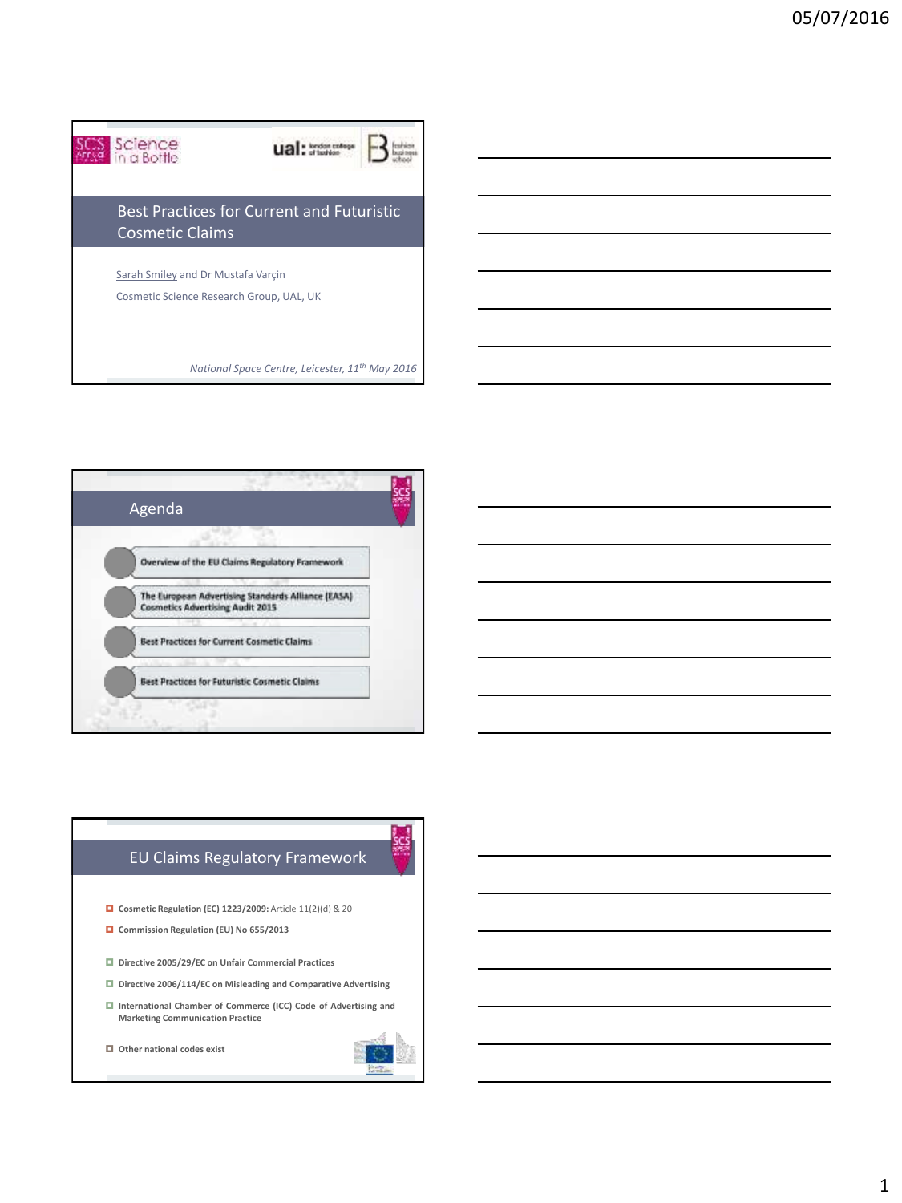# Best Practices for Current and Futuristic Cosmetic Claims

Sarah Smiley and Dr Mustafa Varçin

Cosmetic Science Research Group, UAL, UK

*National Space Centre, Leicester, 11th May 2016*

## Agenda

- Overview of the EU Claims Regulatory Framework
- The European Advertising Standards Alliance (EASA) Cosmetics Advertising Audit 2015
- Best Practices for Current Cosmetic Claims
- Best Practices for Futuristic Cosmetic Claims

## EU Claims Regulatory Framework

- **Cosmetic Regulation (EC) 1223/2009:** Article 11(2)(d) & 20
- **Commission Regulation (EU) No 655/2013**
- **Directive 2005/29/EC on Unfair Commercial Practices**
- **Directive 2006/114/EC on Misleading and Comparative Advertising**
- **International Chamber of Commerce (ICC) Code of Advertising and Marketing Communication Practice**
- **Other national codes exist**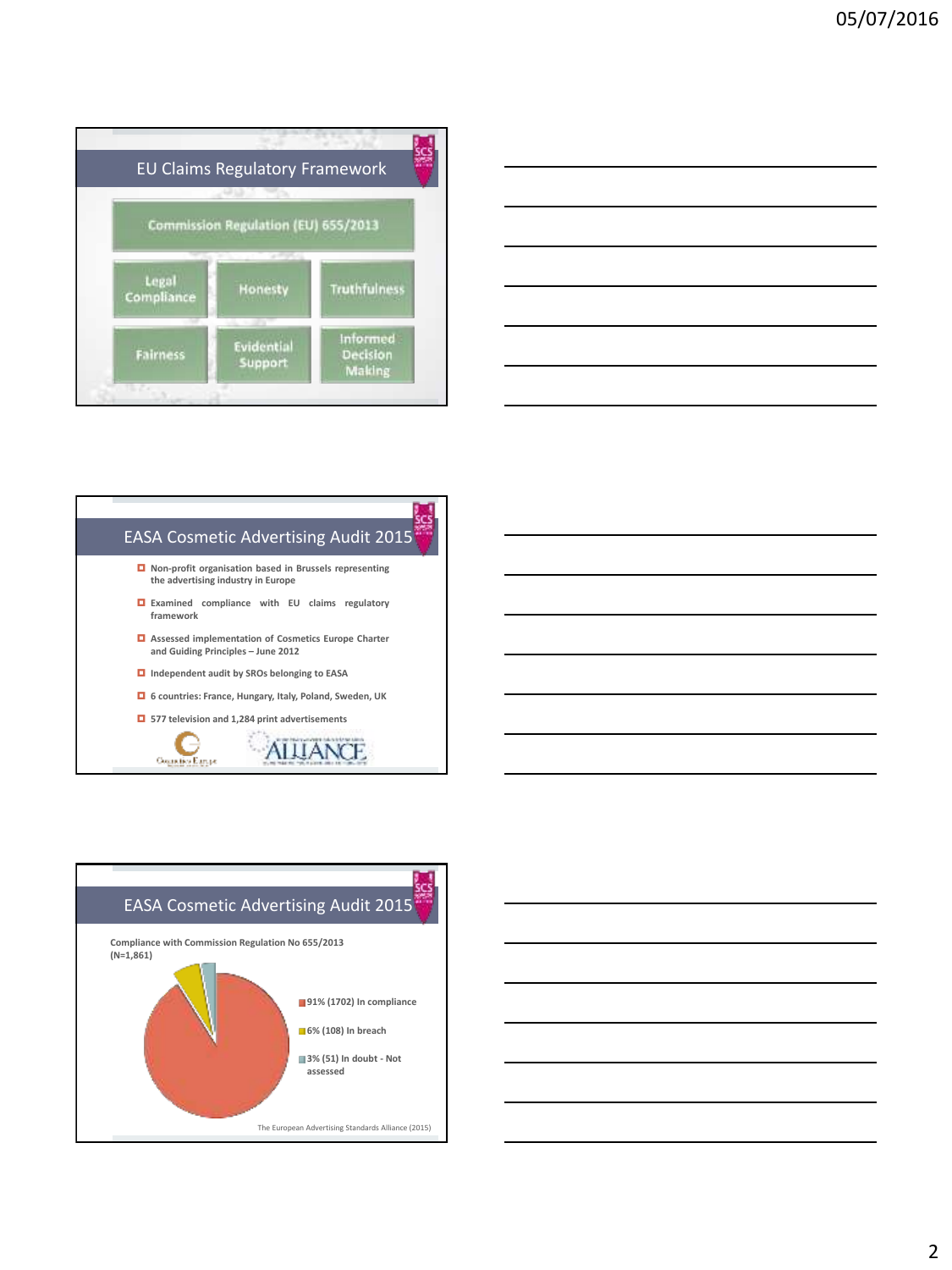## EU Claims Regulatory Framework

Commission Regulation (EU) 655/2013

| | | |
|---|---|---|
| Legal Compliance | Honesty | Truthfulness |
| Fairness | Evidential Support | Informed Decision Making |

## EASA Cosmetic Advertising Audit 2015

- Non-profit organisation based in Brussels representing the advertising industry in Europe
- Examined compliance with EU claims regulatory framework
- Assessed implementation of Cosmetics Europe Charter and Guiding Principles – June 2012
- Independent audit by SROs belonging to EASA
- 6 countries: France, Hungary, Italy, Poland, Sweden, UK
- 577 television and 1,284 print advertisements

## EASA Cosmetic Advertising Audit 2015

Compliance with Commission Regulation No 655/2013 (N=1,861)

- 91% (1702) In compliance
- 6% (108) In breach
- 3% (51) In doubt - Not assessed

The European Advertising Standards Alliance (2015)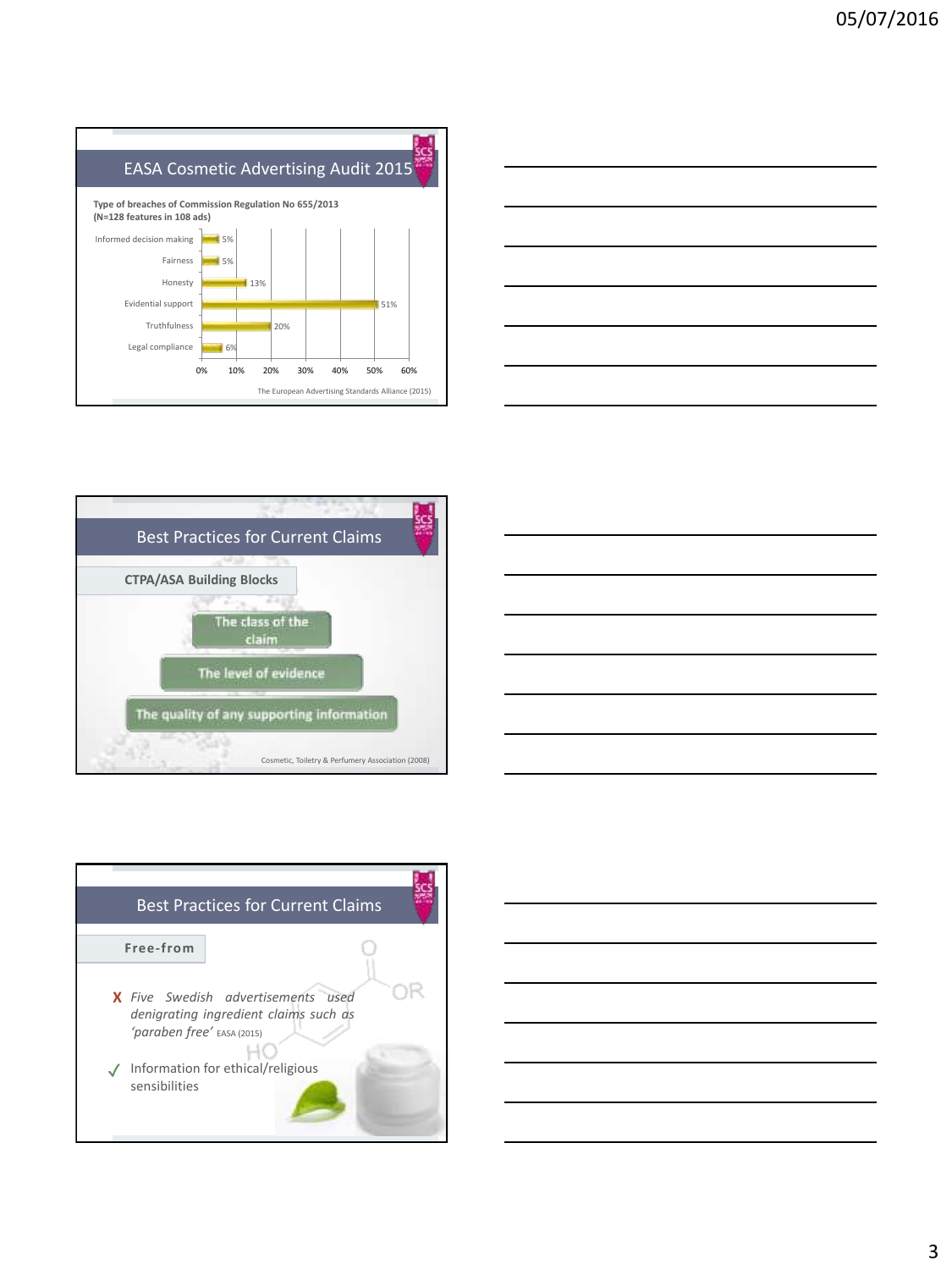## EASA Cosmetic Advertising Audit 2015

**Type of breaches of Commission Regulation No 655/2013 (N=128 features in 108 ads)**

| Type of breach | Percentage |
| --- | --- |
| Informed decision making | 5% |
| Fairness | 5% |
| Honesty | 13% |
| Evidential support | 51% |
| Truthfulness | 20% |
| Legal compliance | 6% |

The European Advertising Standards Alliance (2015)

## Best Practices for Current Claims

**CTPA/ASA Building Blocks**

- The class of the claim
- The level of evidence
- The quality of any supporting information

Cosmetic, Toiletry & Perfumery Association (2008)

## Best Practices for Current Claims

**Free-from**

- X *Five Swedish advertisements used denigrating ingredient claims such as 'paraben free'* EASA (2015)
- ✓ Information for ethical/religious sensibilities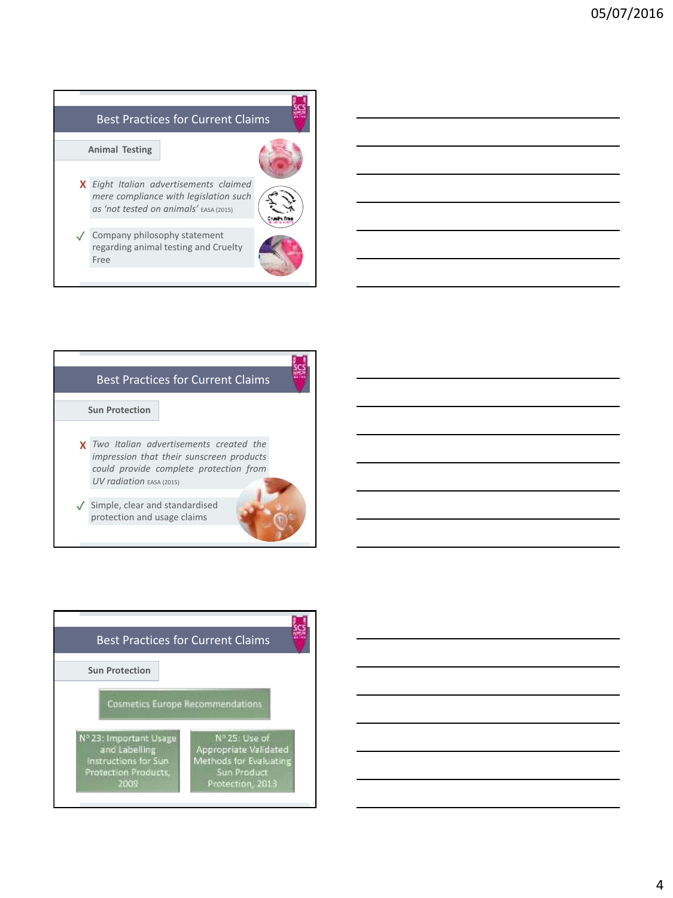## Best Practices for Current Claims

**Animal Testing**

- X *Eight Italian advertisements claimed mere compliance with legislation such as 'not tested on animals'* EASA (2015)
- ✓ Company philosophy statement regarding animal testing and Cruelty Free

## Best Practices for Current Claims

**Sun Protection**

- X *Two Italian advertisements created the impression that their sunscreen products could provide complete protection from UV radiation* EASA (2015)
- ✓ Simple, clear and standardised protection and usage claims

## Best Practices for Current Claims

**Sun Protection**

Cosmetics Europe Recommendations

- N° 23: Important Usage and Labelling Instructions for Sun Protection Products, 2009
- N° 25: Use of Appropriate Validated Methods for Evaluating Sun Product Protection, 2013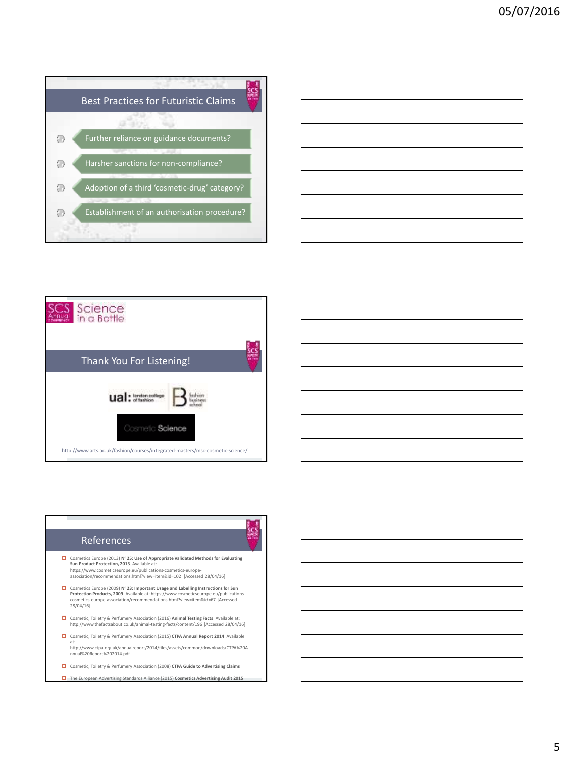## Best Practices for Futuristic Claims

- Further reliance on guidance documents?
- Harsher sanctions for non-compliance?
- Adoption of a third 'cosmetic-drug' category?
- Establishment of an authorisation procedure?

---

SCS Annual Conference – Science in a Bottle

## Thank You For Listening!

ual: london college of fashion

fashion business school

Cosmetic Science

http://www.arts.ac.uk/fashion/courses/integrated-masters/msc-cosmetic-science/

---

## References

- Cosmetics Europe (2013) **N°25: Use of Appropriate Validated Methods for Evaluating Sun Product Protection, 2013**. Available at: https://www.cosmeticseurope.eu/publications-cosmetics-europe-association/recommendations.html?view=item&id=102 [Accessed 28/04/16]
- Cosmetics Europe (2009) **N°23: Important Usage and Labelling Instructions for Sun Protection Products, 2009**. Available at: https://www.cosmeticseurope.eu/publications-cosmetics-europe-association/recommendations.html?view=item&id=67 [Accessed 28/04/16]
- Cosmetic, Toiletry & Perfumery Association (2016) **Animal Testing Facts**. Available at: http://www.thefactsabout.co.uk/animal-testing-facts/content/196 [Accessed 28/04/16]
- Cosmetic, Toiletry & Perfumery Association (2015) **CTPA Annual Report 2014**. Available at: http://www.ctpa.org.uk/annualreport/2014/files/assets/common/downloads/CTPA%20Annual%20Report%202014.pdf
- Cosmetic, Toiletry & Perfumery Association (2008) **CTPA Guide to Advertising Claims**
- The European Advertising Standards Alliance (2015) **Cosmetics Advertising Audit 2015**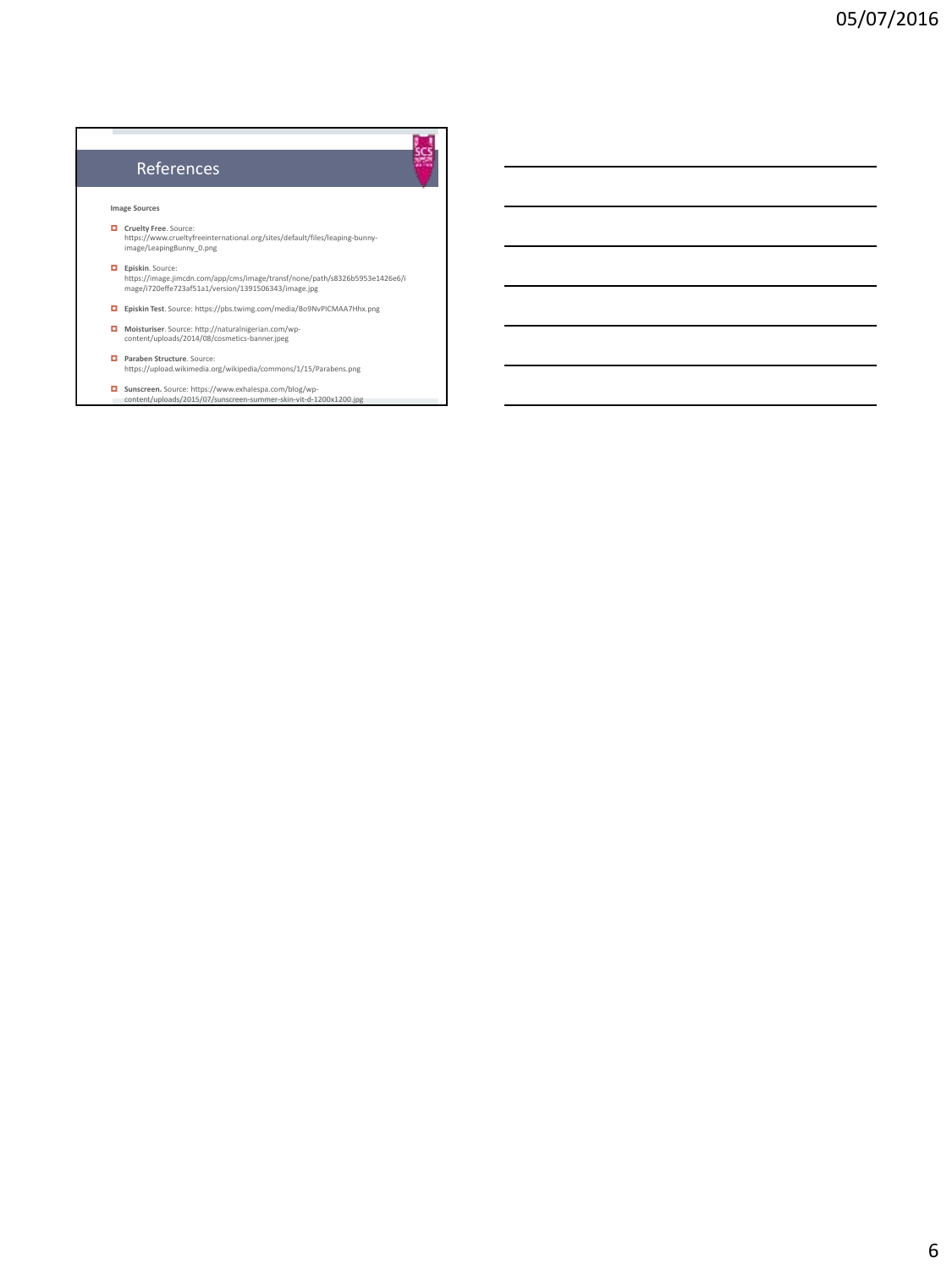## References

**Image Sources**

- **Cruelty Free**. Source: https://www.crueltyfreeinternational.org/sites/default/files/leaping-bunny-image/LeapingBunny_0.png
- **Episkin**. Source: https://image.jimcdn.com/app/cms/image/transf/none/path/s8326b5953e1426e6/image/i720effe723af51a1/version/1391506343/image.jpg
- **Episkin Test**. Source: https://pbs.twimg.com/media/Bo9NvPICMAA7Hhx.png
- **Moisturiser**. Source: http://naturalnigerian.com/wp-content/uploads/2014/08/cosmetics-banner.jpeg
- **Paraben Structure**. Source: https://upload.wikimedia.org/wikipedia/commons/1/15/Parabens.png
- **Sunscreen**. Source: https://www.exhalespa.com/blog/wp-content/uploads/2015/07/sunscreen-summer-skin-vit-d-1200x1200.jpg